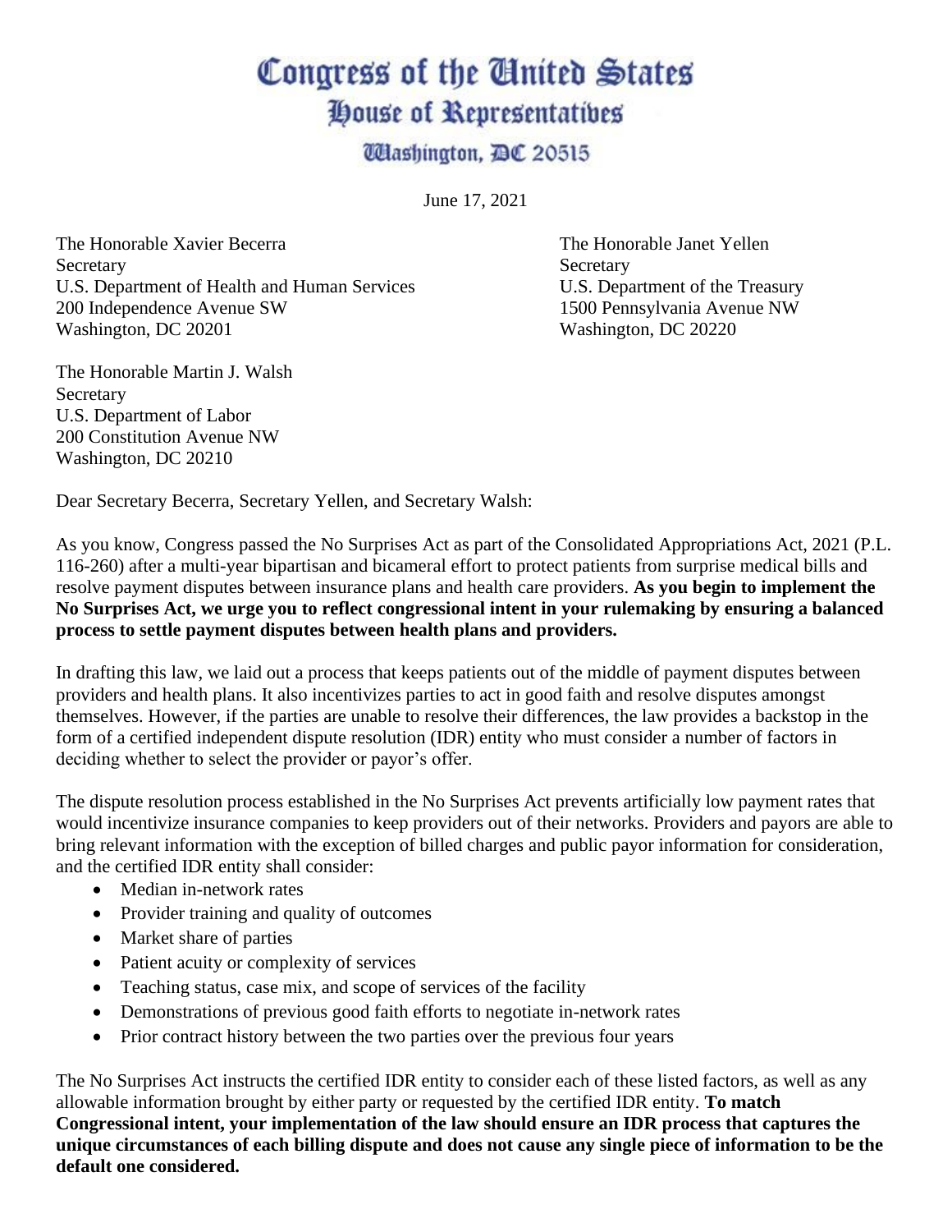# Congress of the United States
## House of Representatives
### Washington, DC 20515

June 17, 2021

The Honorable Xavier Becerra
Secretary
U.S. Department of Health and Human Services
200 Independence Avenue SW
Washington, DC 20201

The Honorable Janet Yellen
Secretary
U.S. Department of the Treasury
1500 Pennsylvania Avenue NW
Washington, DC 20220

The Honorable Martin J. Walsh
Secretary
U.S. Department of Labor
200 Constitution Avenue NW
Washington, DC 20210

Dear Secretary Becerra, Secretary Yellen, and Secretary Walsh:

As you know, Congress passed the No Surprises Act as part of the Consolidated Appropriations Act, 2021 (P.L. 116-260) after a multi-year bipartisan and bicameral effort to protect patients from surprise medical bills and resolve payment disputes between insurance plans and health care providers. **As you begin to implement the No Surprises Act, we urge you to reflect congressional intent in your rulemaking by ensuring a balanced process to settle payment disputes between health plans and providers.**

In drafting this law, we laid out a process that keeps patients out of the middle of payment disputes between providers and health plans. It also incentivizes parties to act in good faith and resolve disputes amongst themselves. However, if the parties are unable to resolve their differences, the law provides a backstop in the form of a certified independent dispute resolution (IDR) entity who must consider a number of factors in deciding whether to select the provider or payor's offer.

The dispute resolution process established in the No Surprises Act prevents artificially low payment rates that would incentivize insurance companies to keep providers out of their networks. Providers and payors are able to bring relevant information with the exception of billed charges and public payor information for consideration, and the certified IDR entity shall consider:

- Median in-network rates
- Provider training and quality of outcomes
- Market share of parties
- Patient acuity or complexity of services
- Teaching status, case mix, and scope of services of the facility
- Demonstrations of previous good faith efforts to negotiate in-network rates
- Prior contract history between the two parties over the previous four years

The No Surprises Act instructs the certified IDR entity to consider each of these listed factors, as well as any allowable information brought by either party or requested by the certified IDR entity. **To match Congressional intent, your implementation of the law should ensure an IDR process that captures the unique circumstances of each billing dispute and does not cause any single piece of information to be the default one considered.**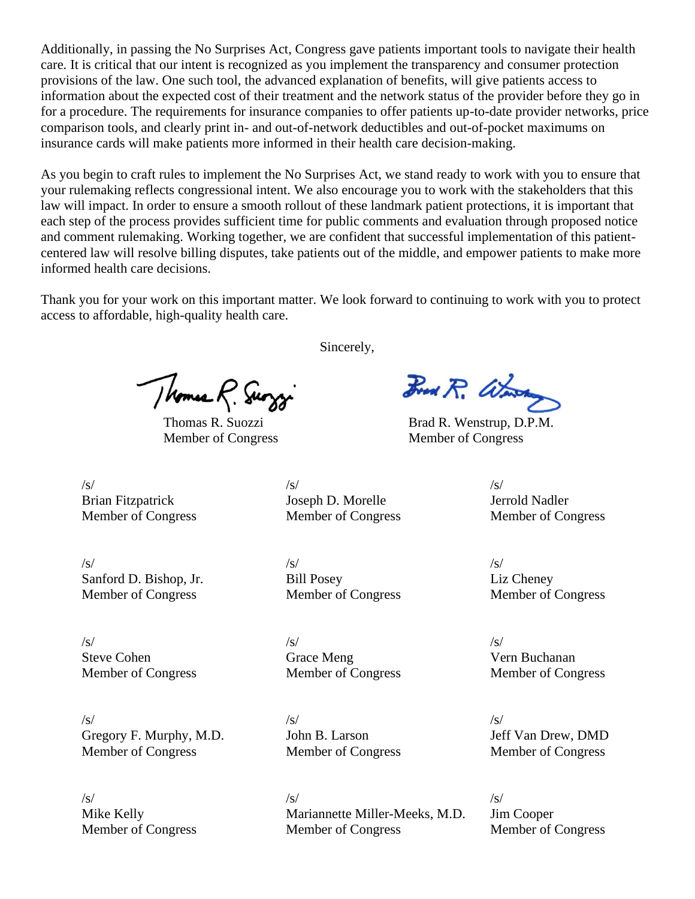Additionally, in passing the No Surprises Act, Congress gave patients important tools to navigate their health care. It is critical that our intent is recognized as you implement the transparency and consumer protection provisions of the law. One such tool, the advanced explanation of benefits, will give patients access to information about the expected cost of their treatment and the network status of the provider before they go in for a procedure. The requirements for insurance companies to offer patients up-to-date provider networks, price comparison tools, and clearly print in- and out-of-network deductibles and out-of-pocket maximums on insurance cards will make patients more informed in their health care decision-making.

As you begin to craft rules to implement the No Surprises Act, we stand ready to work with you to ensure that your rulemaking reflects congressional intent. We also encourage you to work with the stakeholders that this law will impact. In order to ensure a smooth rollout of these landmark patient protections, it is important that each step of the process provides sufficient time for public comments and evaluation through proposed notice and comment rulemaking. Working together, we are confident that successful implementation of this patient-centered law will resolve billing disputes, take patients out of the middle, and empower patients to make more informed health care decisions.

Thank you for your work on this important matter. We look forward to continuing to work with you to protect access to affordable, high-quality health care.

Sincerely,

Thomas R. Suozzi
Member of Congress

Brad R. Wenstrup, D.P.M.
Member of Congress

/s/
Brian Fitzpatrick
Member of Congress

/s/
Joseph D. Morelle
Member of Congress

/s/
Jerrold Nadler
Member of Congress

/s/
Sanford D. Bishop, Jr.
Member of Congress

/s/
Bill Posey
Member of Congress

/s/
Liz Cheney
Member of Congress

/s/
Steve Cohen
Member of Congress

/s/
Grace Meng
Member of Congress

/s/
Vern Buchanan
Member of Congress

/s/
Gregory F. Murphy, M.D.
Member of Congress

/s/
John B. Larson
Member of Congress

/s/
Jeff Van Drew, DMD
Member of Congress

/s/
Mike Kelly
Member of Congress

/s/
Mariannette Miller-Meeks, M.D.
Member of Congress

/s/
Jim Cooper
Member of Congress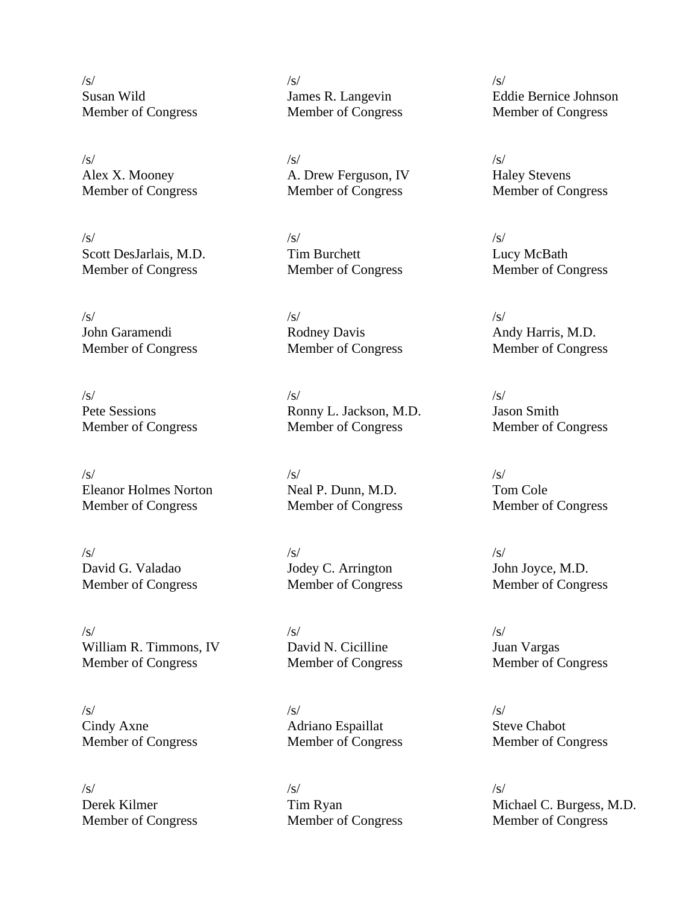/s/
Susan Wild
Member of Congress

/s/
James R. Langevin
Member of Congress

/s/
Eddie Bernice Johnson
Member of Congress

/s/
Alex X. Mooney
Member of Congress

/s/
A. Drew Ferguson, IV
Member of Congress

/s/
Haley Stevens
Member of Congress

/s/
Scott DesJarlais, M.D.
Member of Congress

/s/
Tim Burchett
Member of Congress

/s/
Lucy McBath
Member of Congress

/s/
John Garamendi
Member of Congress

/s/
Rodney Davis
Member of Congress

/s/
Andy Harris, M.D.
Member of Congress

/s/
Pete Sessions
Member of Congress

/s/
Ronny L. Jackson, M.D.
Member of Congress

/s/
Jason Smith
Member of Congress

/s/
Eleanor Holmes Norton
Member of Congress

/s/
Neal P. Dunn, M.D.
Member of Congress

/s/
Tom Cole
Member of Congress

/s/
David G. Valadao
Member of Congress

/s/
Jodey C. Arrington
Member of Congress

/s/
John Joyce, M.D.
Member of Congress

/s/
William R. Timmons, IV
Member of Congress

/s/
David N. Cicilline
Member of Congress

/s/
Juan Vargas
Member of Congress

/s/
Cindy Axne
Member of Congress

/s/
Adriano Espaillat
Member of Congress

/s/
Steve Chabot
Member of Congress

/s/
Derek Kilmer
Member of Congress

/s/
Tim Ryan
Member of Congress

/s/
Michael C. Burgess, M.D.
Member of Congress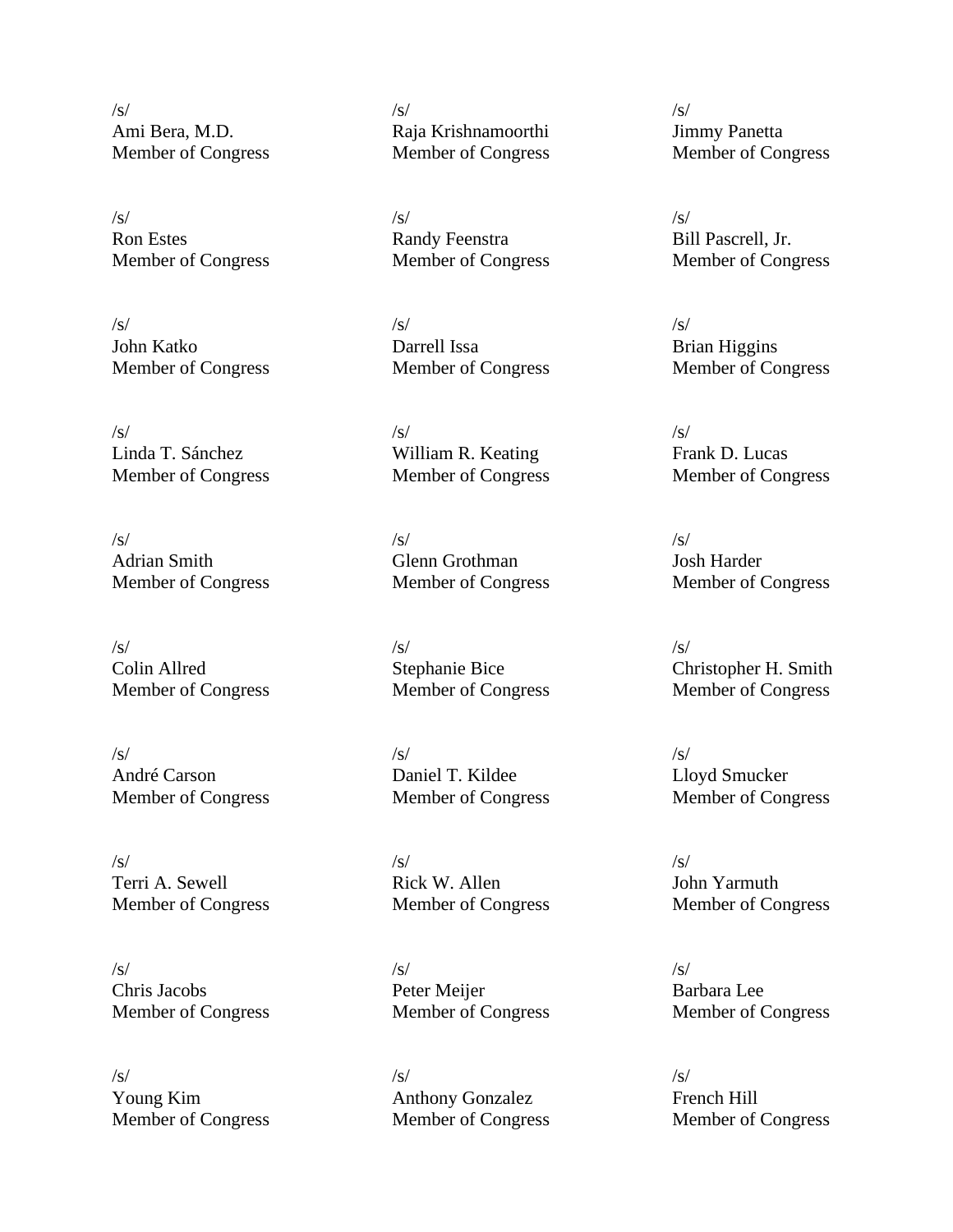/s/
Ami Bera, M.D.
Member of Congress

/s/
Raja Krishnamoorthi
Member of Congress

/s/
Jimmy Panetta
Member of Congress

/s/
Ron Estes
Member of Congress

/s/
Randy Feenstra
Member of Congress

/s/
Bill Pascrell, Jr.
Member of Congress

/s/
John Katko
Member of Congress

/s/
Darrell Issa
Member of Congress

/s/
Brian Higgins
Member of Congress

/s/
Linda T. Sánchez
Member of Congress

/s/
William R. Keating
Member of Congress

/s/
Frank D. Lucas
Member of Congress

/s/
Adrian Smith
Member of Congress

/s/
Glenn Grothman
Member of Congress

/s/
Josh Harder
Member of Congress

/s/
Colin Allred
Member of Congress

/s/
Stephanie Bice
Member of Congress

/s/
Christopher H. Smith
Member of Congress

/s/
André Carson
Member of Congress

/s/
Daniel T. Kildee
Member of Congress

/s/
Lloyd Smucker
Member of Congress

/s/
Terri A. Sewell
Member of Congress

/s/
Rick W. Allen
Member of Congress

/s/
John Yarmuth
Member of Congress

/s/
Chris Jacobs
Member of Congress

/s/
Peter Meijer
Member of Congress

/s/
Barbara Lee
Member of Congress

/s/
Young Kim
Member of Congress

/s/
Anthony Gonzalez
Member of Congress

/s/
French Hill
Member of Congress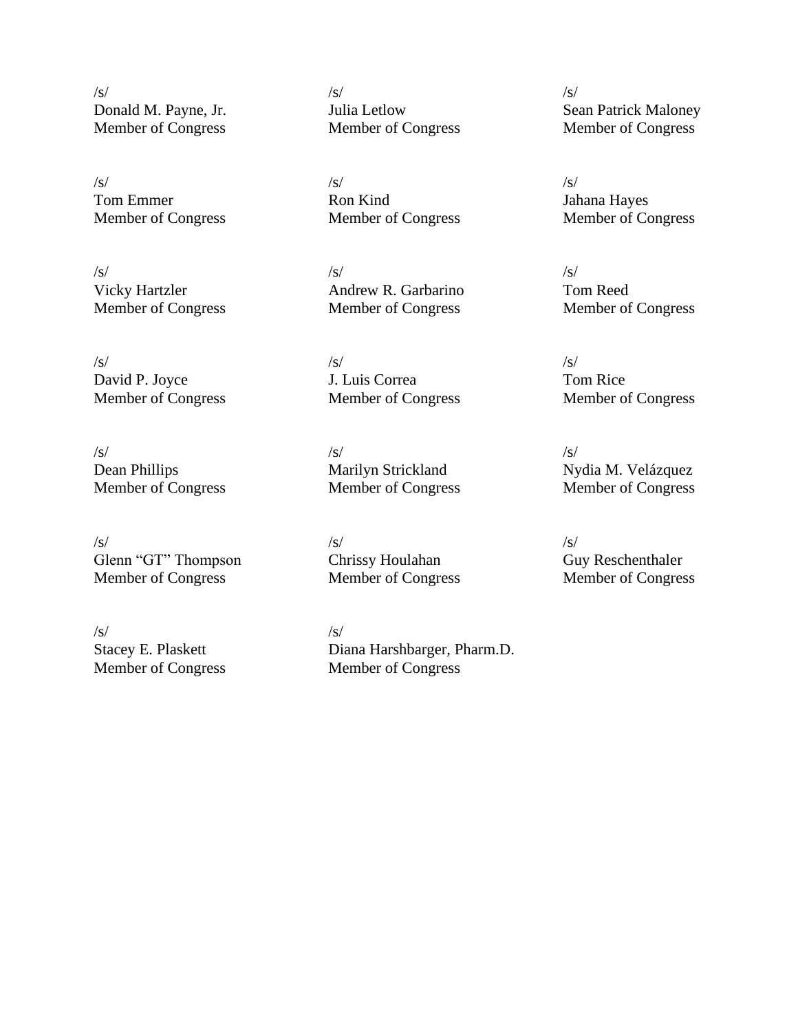/s/
Donald M. Payne, Jr.
Member of Congress

/s/
Julia Letlow
Member of Congress

/s/
Sean Patrick Maloney
Member of Congress

/s/
Tom Emmer
Member of Congress

/s/
Ron Kind
Member of Congress

/s/
Jahana Hayes
Member of Congress

/s/
Vicky Hartzler
Member of Congress

/s/
Andrew R. Garbarino
Member of Congress

/s/
Tom Reed
Member of Congress

/s/
David P. Joyce
Member of Congress

/s/
J. Luis Correa
Member of Congress

/s/
Tom Rice
Member of Congress

/s/
Dean Phillips
Member of Congress

/s/
Marilyn Strickland
Member of Congress

/s/
Nydia M. Velázquez
Member of Congress

/s/
Glenn "GT" Thompson
Member of Congress

/s/
Chrissy Houlahan
Member of Congress

/s/
Guy Reschenthaler
Member of Congress

/s/
Stacey E. Plaskett
Member of Congress

/s/
Diana Harshbarger, Pharm.D.
Member of Congress